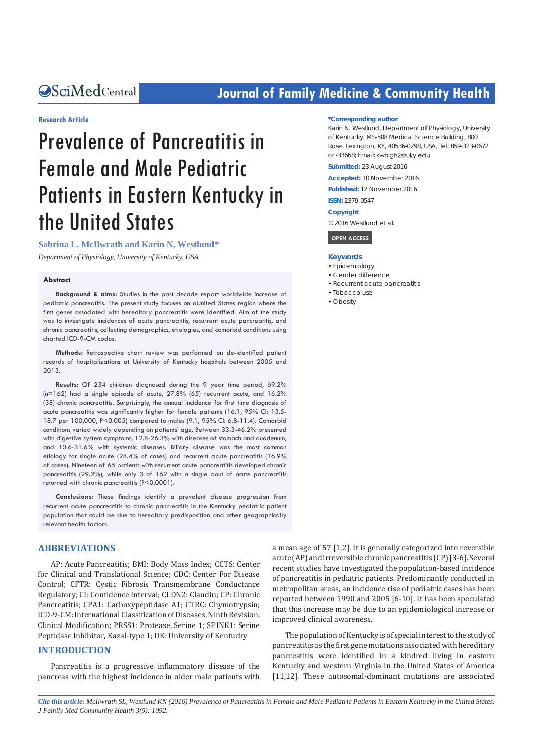Research Article

# Prevalence of Pancreatitis in Female and Male Pediatric Patients in Eastern Kentucky in the United States

**Sabrina L. McIlwrath and Karin N. Westlund***

*Department of Physiology, University of Kentucky, USA*

**\*Corresponding author**

Karin N. Westlund, Department of Physiology, University of Kentucky, MS-508 Medical Science Building, 800 Rose, Lexington, KY, 40536-0298, USA, Tel: 859-323-0672 or -33668; Email: kwhigh2@uky.edu

**Submitted:** 23 August 2016

**Accepted:** 10 November 2016

**Published:** 12 November 2016

**ISSN:** 2379-0547

**Copyright**

© 2016 Westlund et al.

OPEN ACCESS

**Keywords**

- Epidemiology
- Gender difference
- Recurrent acute pancreatitis
- Tobacco use
- Obesity

## Abstract

**Background & aims:** Studies in the past decade report worldwide increase of pediatric pancreatitis. The present study focuses on aUnited States region where the first genes associated with hereditary pancreatitis were identified. Aim of the study was to investigate incidences of acute pancreatitis, recurrent acute pancreatitis, and chronic pancreatitis, collecting demographics, etiologies, and comorbid conditions using charted ICD-9-CM codes.

**Methods:** Retrospective chart review was performed on de-identified patient records of hospitalizations at University of Kentucky hospitals between 2005 and 2013.

**Results:** Of 234 children diagnosed during the 9 year time period, 69.2% (n=162) had a single episode of acute, 27.8% (65) recurrent acute, and 16.2% (38) chronic pancreatitis. Surprisingly, the annual incidence for first time diagnosis of acute pancreatitis was significantly higher for female patients (16.1, 95% CI: 13.5-18.7 per 100,000, P<0.005) compared to males (9.1, 95% CI: 6.8-11.4). Comorbid conditions varied widely depending on patients' age. Between 33.3-46.2% presented with digestive system symptoms, 12.8-26.3% with diseases of stomach and duodenum, and 10.6-31.6% with systemic diseases. Biliary disease was the most common etiology for single acute (28.4% of cases) and recurrent acute pancreatitis (16.9% of cases). Nineteen of 65 patients with recurrent acute pancreatitis developed chronic pancreatitis (29.2%), while only 3 of 162 with a single bout of acute pancreatitis returned with chronic pancreatitis (P<0.0001).

**Conclusions:** These findings identify a prevalent disease progression from recurrent acute pancreatitis to chronic pancreatitis in the Kentucky pediatric patient population that could be due to hereditary predisposition and other geographically relevant health factors.

## ABBREVIATIONS

AP: Acute Pancreatitis; BMI: Body Mass Index; CCTS: Center for Clinical and Translational Science; CDC: Center For Disease Control; CFTR: Cystic Fibrosis Transmembrane Conductance Regulatory; CI: Confidence Interval; CLDN2: Claudin; CP: Chronic Pancreatitis; CPA1: Carboxypeptidase A1; CTRC: Chymotrypsin; ICD-9-CM: International Classification of Diseases, Ninth Revision, Clinical Modification; PRSS1: Protease, Serine 1; SPINK1: Serine Peptidase Inhibitor, Kazal-type 1; UK: University of Kentucky

## INTRODUCTION

Pancreatitis is a progressive inflammatory disease of the pancreas with the highest incidence in older male patients with a mean age of 57 [1,2]. It is generally categorized into reversible acute (AP) and irreversible chronic pancreatitis (CP) [3-6]. Several recent studies have investigated the population-based incidence of pancreatitis in pediatric patients. Predominantly conducted in metropolitan areas, an incidence rise of pediatric cases has been reported between 1990 and 2005 [6-10]. It has been speculated that this increase may be due to an epidemiological increase or improved clinical awareness.

The population of Kentucky is of special interest to the study of pancreatitis as the first gene mutations associated with hereditary pancreatitis were identified in a kindred living in eastern Kentucky and western Virginia in the United States of America [11,12]. These autosomal-dominant mutations are associated

*Cite this article:* McIlwrath SL, Westlund KN (2016) Prevalence of Pancreatitis in Female and Male Pediatric Patients in Eastern Kentucky in the United States. J Family Med Community Health 3(5): 1092.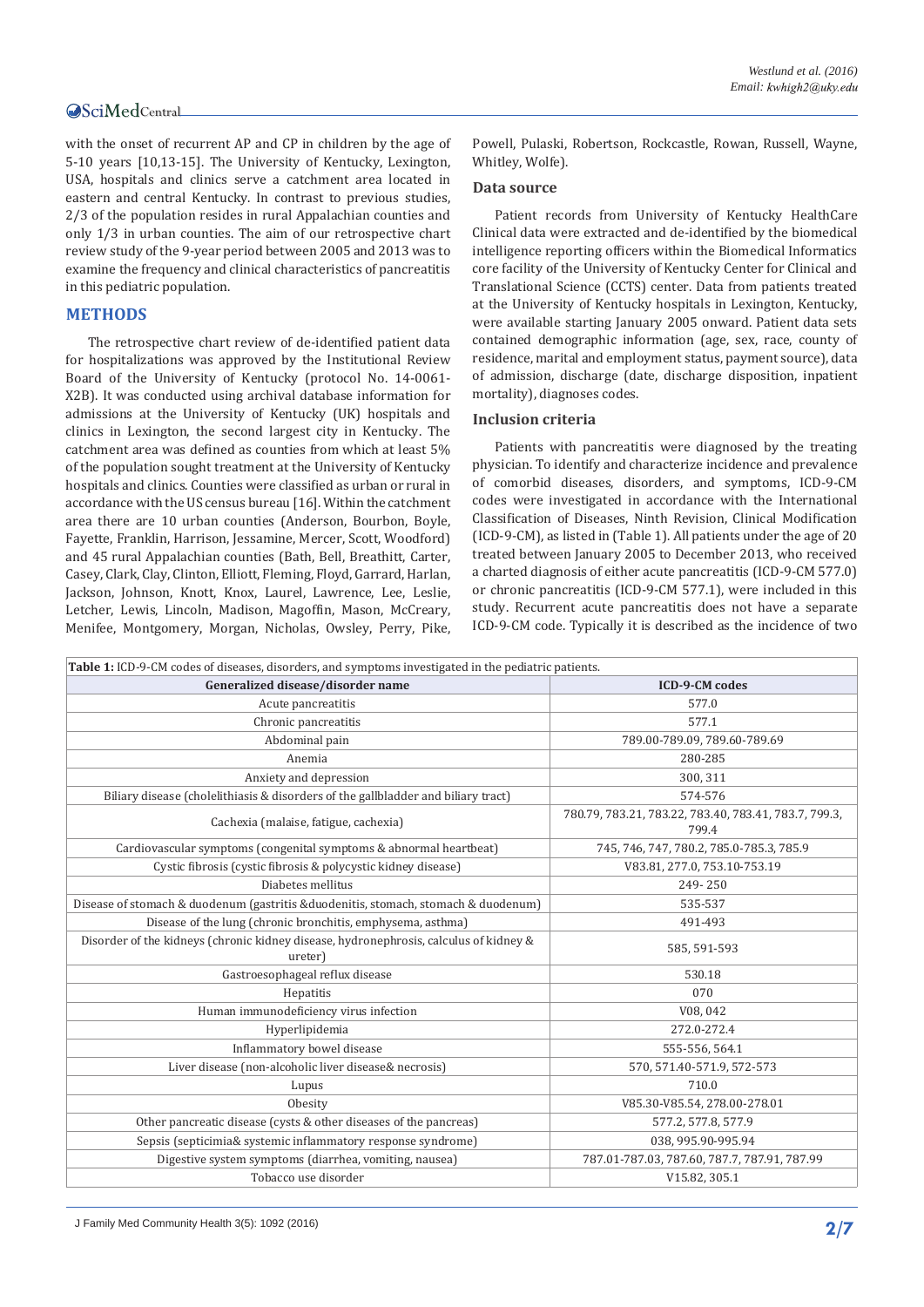with the onset of recurrent AP and CP in children by the age of 5-10 years [10,13-15]. The University of Kentucky, Lexington, USA, hospitals and clinics serve a catchment area located in eastern and central Kentucky. In contrast to previous studies, 2/3 of the population resides in rural Appalachian counties and only 1/3 in urban counties. The aim of our retrospective chart review study of the 9-year period between 2005 and 2013 was to examine the frequency and clinical characteristics of pancreatitis in this pediatric population.

## METHODS

The retrospective chart review of de-identified patient data for hospitalizations was approved by the Institutional Review Board of the University of Kentucky (protocol No. 14-0061-X2B). It was conducted using archival database information for admissions at the University of Kentucky (UK) hospitals and clinics in Lexington, the second largest city in Kentucky. The catchment area was defined as counties from which at least 5% of the population sought treatment at the University of Kentucky hospitals and clinics. Counties were classified as urban or rural in accordance with the US census bureau [16]. Within the catchment area there are 10 urban counties (Anderson, Bourbon, Boyle, Fayette, Franklin, Harrison, Jessamine, Mercer, Scott, Woodford) and 45 rural Appalachian counties (Bath, Bell, Breathitt, Carter, Casey, Clark, Clay, Clinton, Elliott, Fleming, Floyd, Garrard, Harlan, Jackson, Johnson, Knott, Knox, Laurel, Lawrence, Lee, Leslie, Letcher, Lewis, Lincoln, Madison, Magoffin, Mason, McCreary, Menifee, Montgomery, Morgan, Nicholas, Owsley, Perry, Pike, Powell, Pulaski, Robertson, Rockcastle, Rowan, Russell, Wayne, Whitley, Wolfe).

### Data source

Patient records from University of Kentucky HealthCare Clinical data were extracted and de-identified by the biomedical intelligence reporting officers within the Biomedical Informatics core facility of the University of Kentucky Center for Clinical and Translational Science (CCTS) center. Data from patients treated at the University of Kentucky hospitals in Lexington, Kentucky, were available starting January 2005 onward. Patient data sets contained demographic information (age, sex, race, county of residence, marital and employment status, payment source), data of admission, discharge (date, discharge disposition, inpatient mortality), diagnoses codes.

### Inclusion criteria

Patients with pancreatitis were diagnosed by the treating physician. To identify and characterize incidence and prevalence of comorbid diseases, disorders, and symptoms, ICD-9-CM codes were investigated in accordance with the International Classification of Diseases, Ninth Revision, Clinical Modification (ICD-9-CM), as listed in (Table 1). All patients under the age of 20 treated between January 2005 to December 2013, who received a charted diagnosis of either acute pancreatitis (ICD-9-CM 577.0) or chronic pancreatitis (ICD-9-CM 577.1), were included in this study. Recurrent acute pancreatitis does not have a separate ICD-9-CM code. Typically it is described as the incidence of two

**Table 1:** ICD-9-CM codes of diseases, disorders, and symptoms investigated in the pediatric patients.

| Generalized disease/disorder name | ICD-9-CM codes |
|---|---|
| Acute pancreatitis | 577.0 |
| Chronic pancreatitis | 577.1 |
| Abdominal pain | 789.00-789.09, 789.60-789.69 |
| Anemia | 280-285 |
| Anxiety and depression | 300, 311 |
| Biliary disease (cholelithiasis & disorders of the gallbladder and biliary tract) | 574-576 |
| Cachexia (malaise, fatigue, cachexia) | 780.79, 783.21, 783.22, 783.40, 783.41, 783.7, 799.3, 799.4 |
| Cardiovascular symptoms (congenital symptoms & abnormal heartbeat) | 745, 746, 747, 780.2, 785.0-785.3, 785.9 |
| Cystic fibrosis (cystic fibrosis & polycystic kidney disease) | V83.81, 277.0, 753.10-753.19 |
| Diabetes mellitus | 249- 250 |
| Disease of stomach & duodenum (gastritis &duodenitis, stomach, stomach & duodenum) | 535-537 |
| Disease of the lung (chronic bronchitis, emphysema, asthma) | 491-493 |
| Disorder of the kidneys (chronic kidney disease, hydronephrosis, calculus of kidney & ureter) | 585, 591-593 |
| Gastroesophageal reflux disease | 530.18 |
| Hepatitis | 070 |
| Human immunodeficiency virus infection | V08, 042 |
| Hyperlipidemia | 272.0-272.4 |
| Inflammatory bowel disease | 555-556, 564.1 |
| Liver disease (non-alcoholic liver disease& necrosis) | 570, 571.40-571.9, 572-573 |
| Lupus | 710.0 |
| Obesity | V85.30-V85.54, 278.00-278.01 |
| Other pancreatic disease (cysts & other diseases of the pancreas) | 577.2, 577.8, 577.9 |
| Sepsis (septicimia& systemic inflammatory response syndrome) | 038, 995.90-995.94 |
| Digestive system symptoms (diarrhea, vomiting, nausea) | 787.01-787.03, 787.60, 787.7, 787.91, 787.99 |
| Tobacco use disorder | V15.82, 305.1 |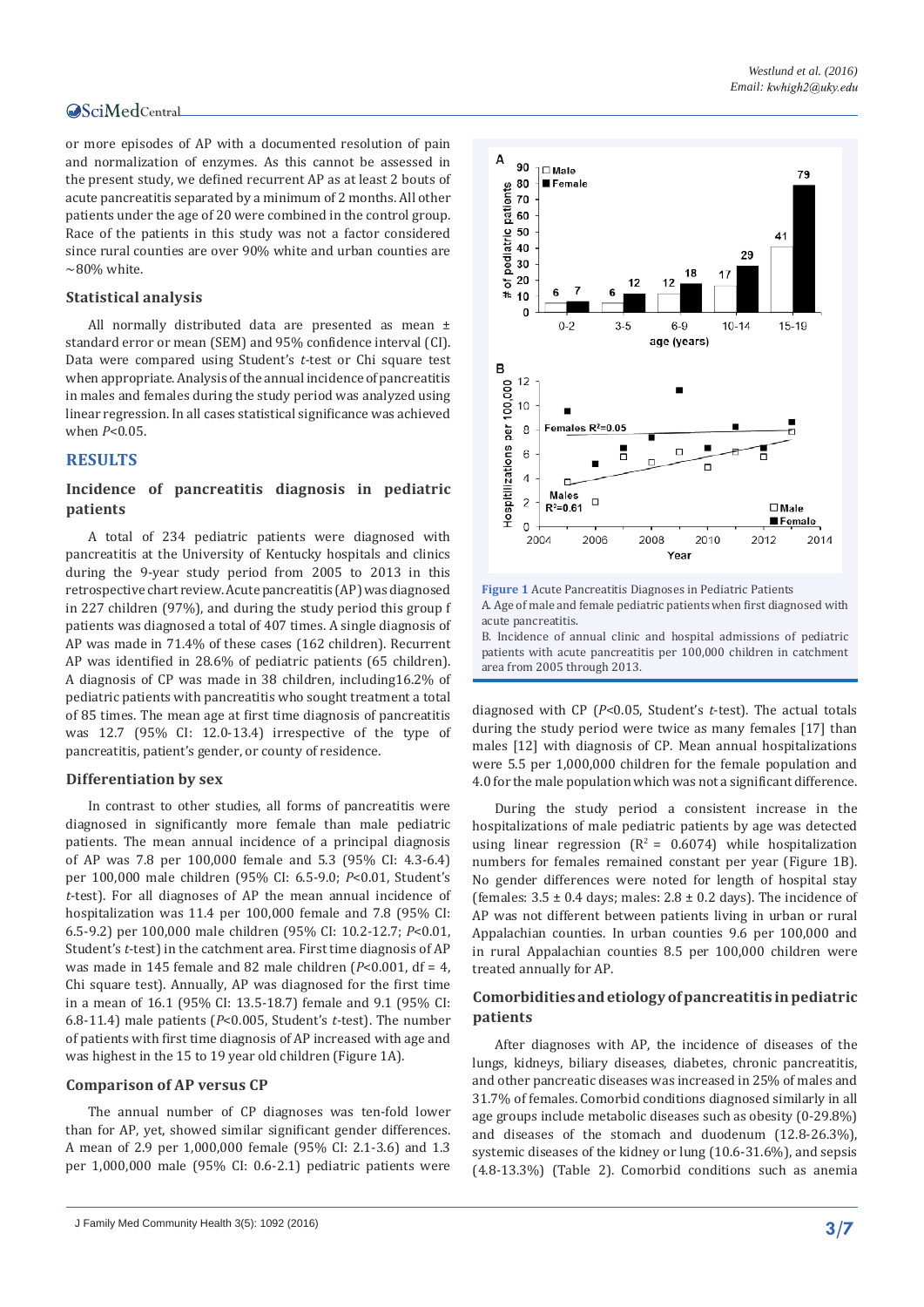or more episodes of AP with a documented resolution of pain and normalization of enzymes. As this cannot be assessed in the present study, we defined recurrent AP as at least 2 bouts of acute pancreatitis separated by a minimum of 2 months. All other patients under the age of 20 were combined in the control group. Race of the patients in this study was not a factor considered since rural counties are over 90% white and urban counties are ~80% white.

### Statistical analysis

All normally distributed data are presented as mean ± standard error or mean (SEM) and 95% confidence interval (CI). Data were compared using Student's *t*-test or Chi square test when appropriate. Analysis of the annual incidence of pancreatitis in males and females during the study period was analyzed using linear regression. In all cases statistical significance was achieved when $P<0.05$.

## RESULTS

### Incidence of pancreatitis diagnosis in pediatric patients

A total of 234 pediatric patients were diagnosed with pancreatitis at the University of Kentucky hospitals and clinics during the 9-year study period from 2005 to 2013 in this retrospective chart review. Acute pancreatitis (AP) was diagnosed in 227 children (97%), and during the study period this group f patients was diagnosed a total of 407 times. A single diagnosis of AP was made in 71.4% of these cases (162 children). Recurrent AP was identified in 28.6% of pediatric patients (65 children). A diagnosis of CP was made in 38 children, including16.2% of pediatric patients with pancreatitis who sought treatment a total of 85 times. The mean age at first time diagnosis of pancreatitis was 12.7 (95% CI: 12.0-13.4) irrespective of the type of pancreatitis, patient's gender, or county of residence.

### Differentiation by sex

In contrast to other studies, all forms of pancreatitis were diagnosed in significantly more female than male pediatric patients. The mean annual incidence of a principal diagnosis of AP was 7.8 per 100,000 female and 5.3 (95% CI: 4.3-6.4) per 100,000 male children (95% CI: 6.5-9.0; $P<0.01$, Student's *t*-test). For all diagnoses of AP the mean annual incidence of hospitalization was 11.4 per 100,000 female and 7.8 (95% CI: 6.5-9.2) per 100,000 male children (95% CI: 10.2-12.7; $P<0.01$, Student's *t*-test) in the catchment area. First time diagnosis of AP was made in 145 female and 82 male children ($P<0.001$, df = 4, Chi square test). Annually, AP was diagnosed for the first time in a mean of 16.1 (95% CI: 13.5-18.7) female and 9.1 (95% CI: 6.8-11.4) male patients ($P<0.005$, Student's *t*-test). The number of patients with first time diagnosis of AP increased with age and was highest in the 15 to 19 year old children (Figure 1A).

### Comparison of AP versus CP

The annual number of CP diagnoses was ten-fold lower than for AP, yet, showed similar significant gender differences. A mean of 2.9 per 1,000,000 female (95% CI: 2.1-3.6) and 1.3 per 1,000,000 male (95% CI: 0.6-2.1) pediatric patients were diagnosed with CP ($P<0.05$, Student's *t*-test). The actual totals during the study period were twice as many females [17] than males [12] with diagnosis of CP. Mean annual hospitalizations were 5.5 per 1,000,000 children for the female population and 4.0 for the male population which was not a significant difference.

**Figure 1** Acute Pancreatitis Diagnoses in Pediatric Patients
A. Age of male and female pediatric patients when first diagnosed with acute pancreatitis.
B. Incidence of annual clinic and hospital admissions of pediatric patients with acute pancreatitis per 100,000 children in catchment area from 2005 through 2013.

During the study period a consistent increase in the hospitalizations of male pediatric patients by age was detected using linear regression ($R^2$ = 0.6074) while hospitalization numbers for females remained constant per year (Figure 1B). No gender differences were noted for length of hospital stay (females: 3.5 ± 0.4 days; males: 2.8 ± 0.2 days). The incidence of AP was not different between patients living in urban or rural Appalachian counties. In urban counties 9.6 per 100,000 and in rural Appalachian counties 8.5 per 100,000 children were treated annually for AP.

### Comorbidities and etiology of pancreatitis in pediatric patients

After diagnoses with AP, the incidence of diseases of the lungs, kidneys, biliary diseases, diabetes, chronic pancreatitis, and other pancreatic diseases was increased in 25% of males and 31.7% of females. Comorbid conditions diagnosed similarly in all age groups include metabolic diseases such as obesity (0-29.8%) and diseases of the stomach and duodenum (12.8-26.3%), systemic diseases of the kidney or lung (10.6-31.6%), and sepsis (4.8-13.3%) (Table 2). Comorbid conditions such as anemia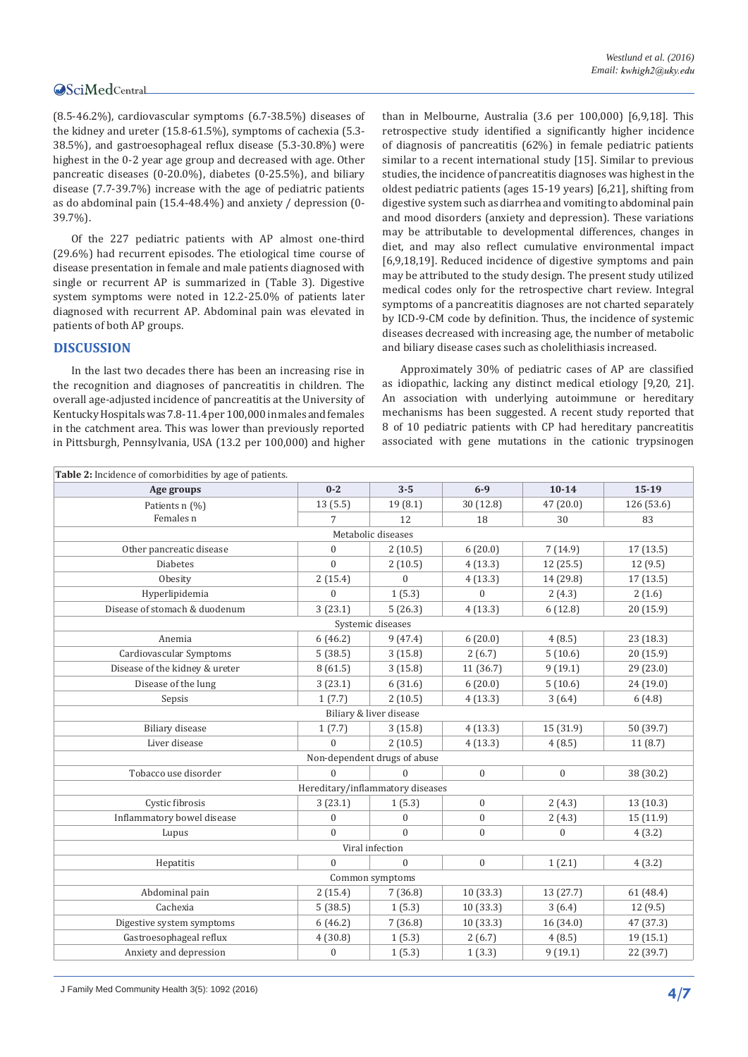(8.5-46.2%), cardiovascular symptoms (6.7-38.5%) diseases of the kidney and ureter (15.8-61.5%), symptoms of cachexia (5.3-38.5%), and gastroesophageal reflux disease (5.3-30.8%) were highest in the 0-2 year age group and decreased with age. Other pancreatic diseases (0-20.0%), diabetes (0-25.5%), and biliary disease (7.7-39.7%) increase with the age of pediatric patients as do abdominal pain (15.4-48.4%) and anxiety / depression (0-39.7%).

Of the 227 pediatric patients with AP almost one-third (29.6%) had recurrent episodes. The etiological time course of disease presentation in female and male patients diagnosed with single or recurrent AP is summarized in (Table 3). Digestive system symptoms were noted in 12.2-25.0% of patients later diagnosed with recurrent AP. Abdominal pain was elevated in patients of both AP groups.

## DISCUSSION

In the last two decades there has been an increasing rise in the recognition and diagnoses of pancreatitis in children. The overall age-adjusted incidence of pancreatitis at the University of Kentucky Hospitals was 7.8-11.4 per 100,000 in males and females in the catchment area. This was lower than previously reported in Pittsburgh, Pennsylvania, USA (13.2 per 100,000) and higher than in Melbourne, Australia (3.6 per 100,000) [6,9,18]. This retrospective study identified a significantly higher incidence of diagnosis of pancreatitis (62%) in female pediatric patients similar to a recent international study [15]. Similar to previous studies, the incidence of pancreatitis diagnoses was highest in the oldest pediatric patients (ages 15-19 years) [6,21], shifting from digestive system such as diarrhea and vomiting to abdominal pain and mood disorders (anxiety and depression). These variations may be attributable to developmental differences, changes in diet, and may also reflect cumulative environmental impact [6,9,18,19]. Reduced incidence of digestive symptoms and pain may be attributed to the study design. The present study utilized medical codes only for the retrospective chart review. Integral symptoms of a pancreatitis diagnoses are not charted separately by ICD-9-CM code by definition. Thus, the incidence of systemic diseases decreased with increasing age, the number of metabolic and biliary disease cases such as cholelithiasis increased.

Approximately 30% of pediatric cases of AP are classified as idiopathic, lacking any distinct medical etiology [9,20, 21]. An association with underlying autoimmune or hereditary mechanisms has been suggested. A recent study reported that 8 of 10 pediatric patients with CP had hereditary pancreatitis associated with gene mutations in the cationic trypsinogen

**Table 2:** Incidence of comorbidities by age of patients.

| Age groups | 0-2 | 3-5 | 6-9 | 10-14 | 15-19 |
|---|---|---|---|---|---|
| Patients n (%) | 13 (5.5) | 19 (8.1) | 30 (12.8) | 47 (20.0) | 126 (53.6) |
| Females n | 7 | 12 | 18 | 30 | 83 |
| Metabolic diseases | | | | | |
| Other pancreatic disease | 0 | 2 (10.5) | 6 (20.0) | 7 (14.9) | 17 (13.5) |
| Diabetes | 0 | 2 (10.5) | 4 (13.3) | 12 (25.5) | 12 (9.5) |
| Obesity | 2 (15.4) | 0 | 4 (13.3) | 14 (29.8) | 17 (13.5) |
| Hyperlipidemia | 0 | 1 (5.3) | 0 | 2 (4.3) | 2 (1.6) |
| Disease of stomach & duodenum | 3 (23.1) | 5 (26.3) | 4 (13.3) | 6 (12.8) | 20 (15.9) |
| Systemic diseases | | | | | |
| Anemia | 6 (46.2) | 9 (47.4) | 6 (20.0) | 4 (8.5) | 23 (18.3) |
| Cardiovascular Symptoms | 5 (38.5) | 3 (15.8) | 2 (6.7) | 5 (10.6) | 20 (15.9) |
| Disease of the kidney & ureter | 8 (61.5) | 3 (15.8) | 11 (36.7) | 9 (19.1) | 29 (23.0) |
| Disease of the lung | 3 (23.1) | 6 (31.6) | 6 (20.0) | 5 (10.6) | 24 (19.0) |
| Sepsis | 1 (7.7) | 2 (10.5) | 4 (13.3) | 3 (6.4) | 6 (4.8) |
| Biliary & liver disease | | | | | |
| Biliary disease | 1 (7.7) | 3 (15.8) | 4 (13.3) | 15 (31.9) | 50 (39.7) |
| Liver disease | 0 | 2 (10.5) | 4 (13.3) | 4 (8.5) | 11 (8.7) |
| Non-dependent drugs of abuse | | | | | |
| Tobacco use disorder | 0 | 0 | 0 | 0 | 38 (30.2) |
| Hereditary/inflammatory diseases | | | | | |
| Cystic fibrosis | 3 (23.1) | 1 (5.3) | 0 | 2 (4.3) | 13 (10.3) |
| Inflammatory bowel disease | 0 | 0 | 0 | 2 (4.3) | 15 (11.9) |
| Lupus | 0 | 0 | 0 | 0 | 4 (3.2) |
| Viral infection | | | | | |
| Hepatitis | 0 | 0 | 0 | 1 (2.1) | 4 (3.2) |
| Common symptoms | | | | | |
| Abdominal pain | 2 (15.4) | 7 (36.8) | 10 (33.3) | 13 (27.7) | 61 (48.4) |
| Cachexia | 5 (38.5) | 1 (5.3) | 10 (33.3) | 3 (6.4) | 12 (9.5) |
| Digestive system symptoms | 6 (46.2) | 7 (36.8) | 10 (33.3) | 16 (34.0) | 47 (37.3) |
| Gastroesophageal reflux | 4 (30.8) | 1 (5.3) | 2 (6.7) | 4 (8.5) | 19 (15.1) |
| Anxiety and depression | 0 | 1 (5.3) | 1 (3.3) | 9 (19.1) | 22 (39.7) |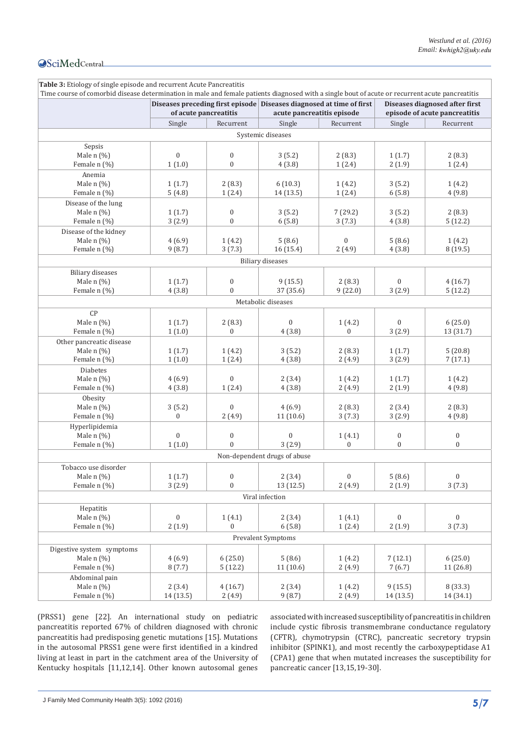**Table 3:** Etiology of single episode and recurrent Acute Pancreatitis
Time course of comorbid disease determination in male and female patients diagnosed with a single bout of acute or recurrent acute pancreatitis

| | Diseases preceding first episode of acute pancreatitis | | Diseases diagnosed at time of first acute pancreatitis episode | | Diseases diagnosed after first episode of acute pancreatitis | |
|---|---|---|---|---|---|---|
| | Single | Recurrent | Single | Recurrent | Single | Recurrent |
| **Systemic diseases** | | | | | | |
| Sepsis | | | | | | |
| Male n (%) | 0 | 0 | 3 (5.2) | 2 (8.3) | 1 (1.7) | 2 (8.3) |
| Female n (%) | 1 (1.0) | 0 | 4 (3.8) | 1 (2.4) | 2 (1.9) | 1 (2.4) |
| Anemia | | | | | | |
| Male n (%) | 1 (1.7) | 2 (8.3) | 6 (10.3) | 1 (4.2) | 3 (5.2) | 1 (4.2) |
| Female n (%) | 5 (4.8) | 1 (2.4) | 14 (13.5) | 1 (2.4) | 6 (5.8) | 4 (9.8) |
| Disease of the lung | | | | | | |
| Male n (%) | 1 (1.7) | 0 | 3 (5.2) | 7 (29.2) | 3 (5.2) | 2 (8.3) |
| Female n (%) | 3 (2.9) | 0 | 6 (5.8) | 3 (7.3) | 4 (3.8) | 5 (12.2) |
| Disease of the kidney | | | | | | |
| Male n (%) | 4 (6.9) | 1 (4.2) | 5 (8.6) | 0 | 5 (8.6) | 1 (4.2) |
| Female n (%) | 9 (8.7) | 3 (7.3) | 16 (15.4) | 2 (4.9) | 4 (3.8) | 8 (19.5) |
| **Biliary diseases** | | | | | | |
| Biliary diseases | | | | | | |
| Male n (%) | 1 (1.7) | 0 | 9 (15.5) | 2 (8.3) | 0 | 4 (16.7) |
| Female n (%) | 4 (3.8) | 0 | 37 (35.6) | 9 (22.0) | 3 (2.9) | 5 (12.2) |
| **Metabolic diseases** | | | | | | |
| CP | | | | | | |
| Male n (%) | 1 (1.7) | 2 (8.3) | 0 | 1 (4.2) | 0 | 6 (25.0) |
| Female n (%) | 1 (1.0) | 0 | 4 (3.8) | 0 | 3 (2.9) | 13 (31.7) |
| Other pancreatic disease | | | | | | |
| Male n (%) | 1 (1.7) | 1 (4.2) | 3 (5.2) | 2 (8.3) | 1 (1.7) | 5 (20.8) |
| Female n (%) | 1 (1.0) | 1 (2.4) | 4 (3.8) | 2 (4.9) | 3 (2.9) | 7 (17.1) |
| Diabetes | | | | | | |
| Male n (%) | 4 (6.9) | 0 | 2 (3.4) | 1 (4.2) | 1 (1.7) | 1 (4.2) |
| Female n (%) | 4 (3.8) | 1 (2.4) | 4 (3.8) | 2 (4.9) | 2 (1.9) | 4 (9.8) |
| Obesity | | | | | | |
| Male n (%) | 3 (5.2) | 0 | 4 (6.9) | 2 (8.3) | 2 (3.4) | 2 (8.3) |
| Female n (%) | 0 | 2 (4.9) | 11 (10.6) | 3 (7.3) | 3 (2.9) | 4 (9.8) |
| Hyperlipidemia | | | | | | |
| Male n (%) | 0 | 0 | 0 | 1 (4.1) | 0 | 0 |
| Female n (%) | 1 (1.0) | 0 | 3 (2.9) | 0 | 0 | 0 |
| **Non-dependent drugs of abuse** | | | | | | |
| Tobacco use disorder | | | | | | |
| Male n (%) | 1 (1.7) | 0 | 2 (3.4) | 0 | 5 (8.6) | 0 |
| Female n (%) | 3 (2.9) | 0 | 13 (12.5) | 2 (4.9) | 2 (1.9) | 3 (7.3) |
| **Viral infection** | | | | | | |
| Hepatitis | | | | | | |
| Male n (%) | 0 | 1 (4.1) | 2 (3.4) | 1 (4.1) | 0 | 0 |
| Female n (%) | 2 (1.9) | 0 | 6 (5.8) | 1 (2.4) | 2 (1.9) | 3 (7.3) |
| **Prevalent Symptoms** | | | | | | |
| Digestive system symptoms | | | | | | |
| Male n (%) | 4 (6.9) | 6 (25.0) | 5 (8.6) | 1 (4.2) | 7 (12.1) | 6 (25.0) |
| Female n (%) | 8 (7.7) | 5 (12.2) | 11 (10.6) | 2 (4.9) | 7 (6.7) | 11 (26.8) |
| Abdominal pain | | | | | | |
| Male n (%) | 2 (3.4) | 4 (16.7) | 2 (3.4) | 1 (4.2) | 9 (15.5) | 8 (33.3) |
| Female n (%) | 14 (13.5) | 2 (4.9) | 9 (8.7) | 2 (4.9) | 14 (13.5) | 14 (34.1) |

(PRSS1) gene [22]. An international study on pediatric pancreatitis reported 67% of children diagnosed with chronic pancreatitis had predisposing genetic mutations [15]. Mutations in the autosomal PRSS1 gene were first identified in a kindred living at least in part in the catchment area of the University of Kentucky hospitals [11,12,14]. Other known autosomal genes associated with increased susceptibility of pancreatitis in children include cystic fibrosis transmembrane conductance regulatory (CFTR), chymotrypsin (CTRC), pancreatic secretory trypsin inhibitor (SPINK1), and most recently the carboxypeptidase A1 (CPA1) gene that when mutated increases the susceptibility for pancreatic cancer [13,15,19-30].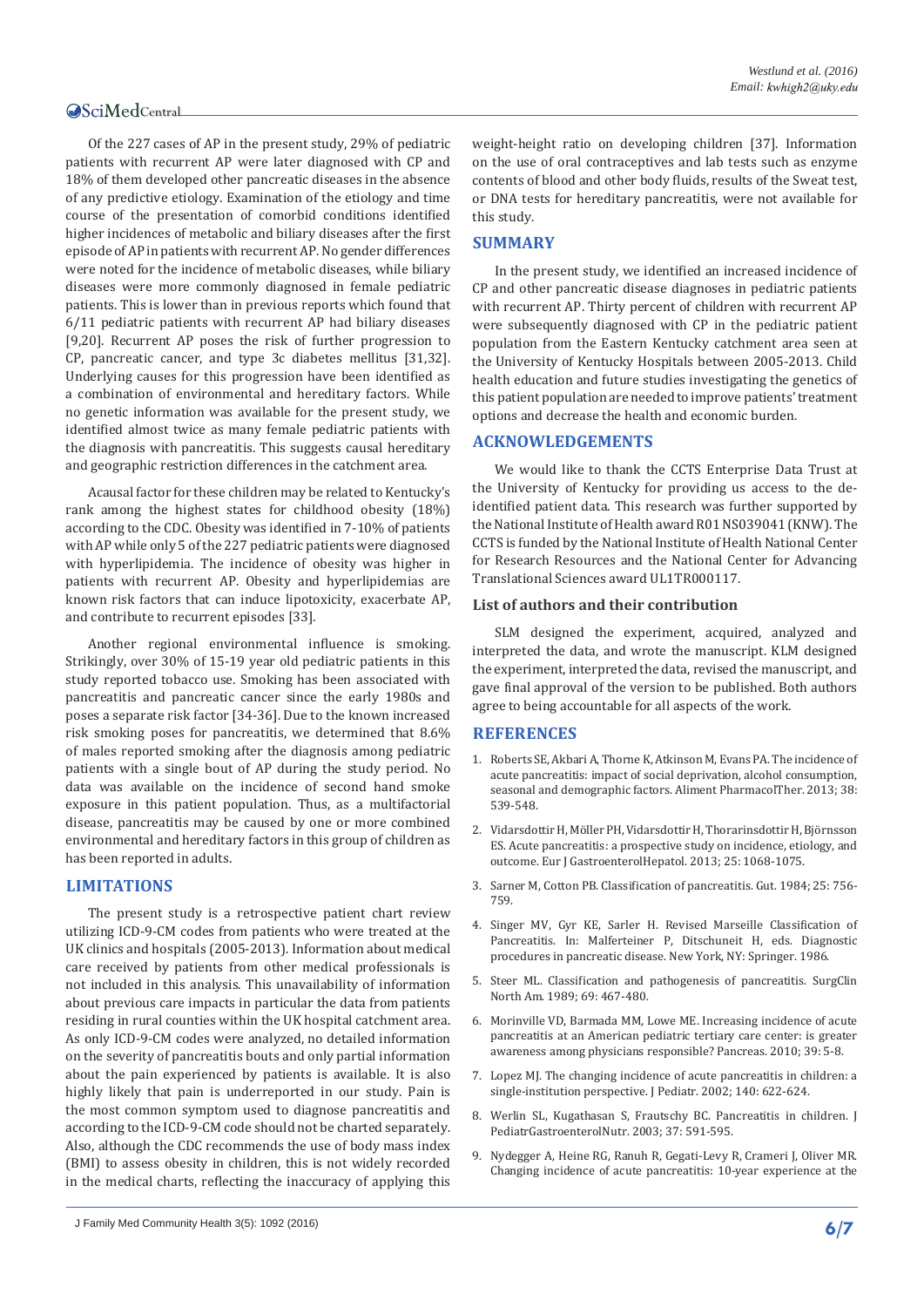Of the 227 cases of AP in the present study, 29% of pediatric patients with recurrent AP were later diagnosed with CP and 18% of them developed other pancreatic diseases in the absence of any predictive etiology. Examination of the etiology and time course of the presentation of comorbid conditions identified higher incidences of metabolic and biliary diseases after the first episode of AP in patients with recurrent AP. No gender differences were noted for the incidence of metabolic diseases, while biliary diseases were more commonly diagnosed in female pediatric patients. This is lower than in previous reports which found that 6/11 pediatric patients with recurrent AP had biliary diseases [9,20]. Recurrent AP poses the risk of further progression to CP, pancreatic cancer, and type 3c diabetes mellitus [31,32]. Underlying causes for this progression have been identified as a combination of environmental and hereditary factors. While no genetic information was available for the present study, we identified almost twice as many female pediatric patients with the diagnosis with pancreatitis. This suggests causal hereditary and geographic restriction differences in the catchment area.

Acausal factor for these children may be related to Kentucky's rank among the highest states for childhood obesity (18%) according to the CDC. Obesity was identified in 7-10% of patients with AP while only 5 of the 227 pediatric patients were diagnosed with hyperlipidemia. The incidence of obesity was higher in patients with recurrent AP. Obesity and hyperlipidemias are known risk factors that can induce lipotoxicity, exacerbate AP, and contribute to recurrent episodes [33].

Another regional environmental influence is smoking. Strikingly, over 30% of 15-19 year old pediatric patients in this study reported tobacco use. Smoking has been associated with pancreatitis and pancreatic cancer since the early 1980s and poses a separate risk factor [34-36]. Due to the known increased risk smoking poses for pancreatitis, we determined that 8.6% of males reported smoking after the diagnosis among pediatric patients with a single bout of AP during the study period. No data was available on the incidence of second hand smoke exposure in this patient population. Thus, as a multifactorial disease, pancreatitis may be caused by one or more combined environmental and hereditary factors in this group of children as has been reported in adults.

## LIMITATIONS

The present study is a retrospective patient chart review utilizing ICD-9-CM codes from patients who were treated at the UK clinics and hospitals (2005-2013). Information about medical care received by patients from other medical professionals is not included in this analysis. This unavailability of information about previous care impacts in particular the data from patients residing in rural counties within the UK hospital catchment area. As only ICD-9-CM codes were analyzed, no detailed information on the severity of pancreatitis bouts and only partial information about the pain experienced by patients is available. It is also highly likely that pain is underreported in our study. Pain is the most common symptom used to diagnose pancreatitis and according to the ICD-9-CM code should not be charted separately. Also, although the CDC recommends the use of body mass index (BMI) to assess obesity in children, this is not widely recorded in the medical charts, reflecting the inaccuracy of applying this weight-height ratio on developing children [37]. Information on the use of oral contraceptives and lab tests such as enzyme contents of blood and other body fluids, results of the Sweat test, or DNA tests for hereditary pancreatitis, were not available for this study.

## SUMMARY

In the present study, we identified an increased incidence of CP and other pancreatic disease diagnoses in pediatric patients with recurrent AP. Thirty percent of children with recurrent AP were subsequently diagnosed with CP in the pediatric patient population from the Eastern Kentucky catchment area seen at the University of Kentucky Hospitals between 2005-2013. Child health education and future studies investigating the genetics of this patient population are needed to improve patients' treatment options and decrease the health and economic burden.

## ACKNOWLEDGEMENTS

We would like to thank the CCTS Enterprise Data Trust at the University of Kentucky for providing us access to the de-identified patient data. This research was further supported by the National Institute of Health award R01 NS039041 (KNW). The CCTS is funded by the National Institute of Health National Center for Research Resources and the National Center for Advancing Translational Sciences award UL1TR000117.

### List of authors and their contribution

SLM designed the experiment, acquired, analyzed and interpreted the data, and wrote the manuscript. KLM designed the experiment, interpreted the data, revised the manuscript, and gave final approval of the version to be published. Both authors agree to being accountable for all aspects of the work.

## REFERENCES

1. Roberts SE, Akbari A, Thorne K, Atkinson M, Evans PA. The incidence of acute pancreatitis: impact of social deprivation, alcohol consumption, seasonal and demographic factors. Aliment PharmacolTher. 2013; 38: 539-548.
2. Vidarsdottir H, Möller PH, Vidarsdottir H, Thorarinsdottir H, Björnsson ES. Acute pancreatitis: a prospective study on incidence, etiology, and outcome. Eur J GastroenterolHepatol. 2013; 25: 1068-1075.
3. Sarner M, Cotton PB. Classification of pancreatitis. Gut. 1984; 25: 756-759.
4. Singer MV, Gyr KE, Sarler H. Revised Marseille Classification of Pancreatitis. In: Malferteiner P, Ditschuneit H, eds. Diagnostic procedures in pancreatic disease. New York, NY: Springer. 1986.
5. Steer ML. Classification and pathogenesis of pancreatitis. SurgClin North Am. 1989; 69: 467-480.
6. Morinville VD, Barmada MM, Lowe ME. Increasing incidence of acute pancreatitis at an American pediatric tertiary care center: is greater awareness among physicians responsible? Pancreas. 2010; 39: 5-8.
7. Lopez MJ. The changing incidence of acute pancreatitis in children: a single-institution perspective. J Pediatr. 2002; 140: 622-624.
8. Werlin SL, Kugathasan S, Frautschy BC. Pancreatitis in children. J PediatrGastroenterolNutr. 2003; 37: 591-595.
9. Nydegger A, Heine RG, Ranuh R, Gegati-Levy R, Crameri J, Oliver MR. Changing incidence of acute pancreatitis: 10-year experience at the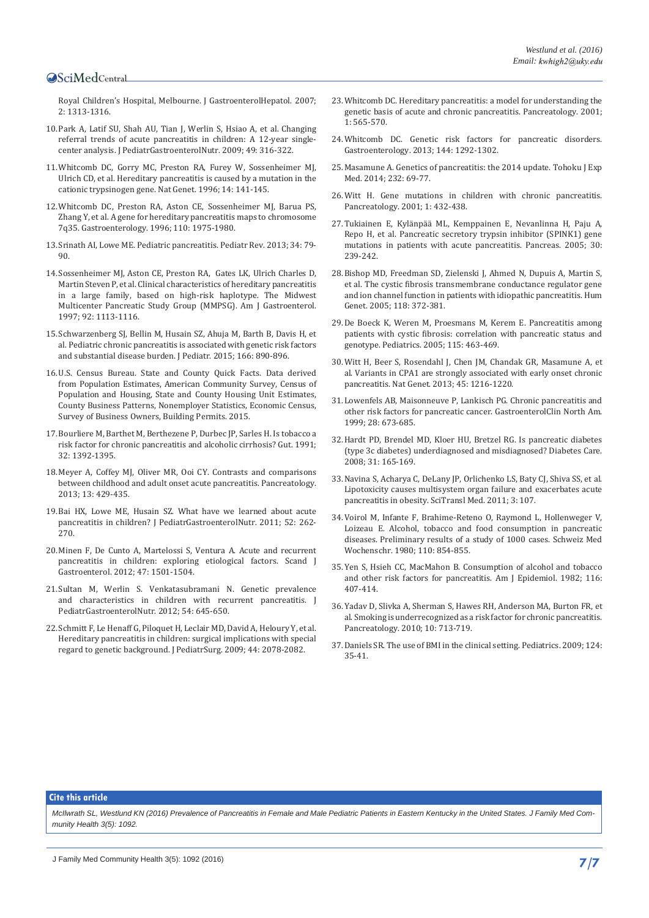Royal Children's Hospital, Melbourne. J GastroenterolHepatol. 2007; 2: 1313-1316.

10. Park A, Latif SU, Shah AU, Tian J, Werlin S, Hsiao A, et al. Changing referral trends of acute pancreatitis in children: A 12-year single-center analysis. J PediatrGastroenterolNutr. 2009; 49: 316-322.

11. Whitcomb DC, Gorry MC, Preston RA, Furey W, Sossenheimer MJ, Ulrich CD, et al. Hereditary pancreatitis is caused by a mutation in the cationic trypsinogen gene. Nat Genet. 1996; 14: 141-145.

12. Whitcomb DC, Preston RA, Aston CE, Sossenheimer MJ, Barua PS, Zhang Y, et al. A gene for hereditary pancreatitis maps to chromosome 7q35. Gastroenterology. 1996; 110: 1975-1980.

13. Srinath AI, Lowe ME. Pediatric pancreatitis. Pediatr Rev. 2013; 34: 79-90.

14. Sossenheimer MJ, Aston CE, Preston RA, Gates LK, Ulrich Charles D, Martin Steven P, et al. Clinical characteristics of hereditary pancreatitis in a large family, based on high-risk haplotype. The Midwest Multicenter Pancreatic Study Group (MMPSG). Am J Gastroenterol. 1997; 92: 1113-1116.

15. Schwarzenberg SJ, Bellin M, Husain SZ, Ahuja M, Barth B, Davis H, et al. Pediatric chronic pancreatitis is associated with genetic risk factors and substantial disease burden. J Pediatr. 2015; 166: 890-896.

16. U.S. Census Bureau. State and County Quick Facts. Data derived from Population Estimates, American Community Survey, Census of Population and Housing, State and County Housing Unit Estimates, County Business Patterns, Nonemployer Statistics, Economic Census, Survey of Business Owners, Building Permits. 2015.

17. Bourliere M, Barthet M, Berthezene P, Durbec JP, Sarles H. Is tobacco a risk factor for chronic pancreatitis and alcoholic cirrhosis? Gut. 1991; 32: 1392-1395.

18. Meyer A, Coffey MJ, Oliver MR, Ooi CY. Contrasts and comparisons between childhood and adult onset acute pancreatitis. Pancreatology. 2013; 13: 429-435.

19. Bai HX, Lowe ME, Husain SZ. What have we learned about acute pancreatitis in children? J PediatrGastroenterolNutr. 2011; 52: 262-270.

20. Minen F, De Cunto A, Martelossi S, Ventura A. Acute and recurrent pancreatitis in children: exploring etiological factors. Scand J Gastroenterol. 2012; 47: 1501-1504.

21. Sultan M, Werlin S. Venkatasubramani N. Genetic prevalence and characteristics in children with recurrent pancreatitis. J PediatrGastroenterolNutr. 2012; 54: 645-650.

22. Schmitt F, Le Henaff G, Piloquet H, Leclair MD, David A, Heloury Y, et al. Hereditary pancreatitis in children: surgical implications with special regard to genetic background. J PediatrSurg. 2009; 44: 2078-2082.

23. Whitcomb DC. Hereditary pancreatitis: a model for understanding the genetic basis of acute and chronic pancreatitis. Pancreatology. 2001; 1: 565-570.

24. Whitcomb DC. Genetic risk factors for pancreatic disorders. Gastroenterology. 2013; 144: 1292-1302.

25. Masamune A. Genetics of pancreatitis: the 2014 update. Tohoku J Exp Med. 2014; 232: 69-77.

26. Witt H. Gene mutations in children with chronic pancreatitis. Pancreatology. 2001; 1: 432-438.

27. Tukiainen E, Kylänpää ML, Kemppainen E, Nevanlinna H, Paju A, Repo H, et al. Pancreatic secretory trypsin inhibitor (SPINK1) gene mutations in patients with acute pancreatitis. Pancreas. 2005; 30: 239-242.

28. Bishop MD, Freedman SD, Zielenski J, Ahmed N, Dupuis A, Martin S, et al. The cystic fibrosis transmembrane conductance regulator gene and ion channel function in patients with idiopathic pancreatitis. Hum Genet. 2005; 118: 372-381.

29. De Boeck K, Weren M, Proesmans M, Kerem E. Pancreatitis among patients with cystic fibrosis: correlation with pancreatic status and genotype. Pediatrics. 2005; 115: 463-469.

30. Witt H, Beer S, Rosendahl J, Chen JM, Chandak GR, Masamune A, et al. Variants in CPA1 are strongly associated with early onset chronic pancreatitis. Nat Genet. 2013; 45: 1216-1220.

31. Lowenfels AB, Maisonneuve P, Lankisch PG. Chronic pancreatitis and other risk factors for pancreatic cancer. GastroenterolClin North Am. 1999; 28: 673-685.

32. Hardt PD, Brendel MD, Kloer HU, Bretzel RG. Is pancreatic diabetes (type 3c diabetes) underdiagnosed and misdiagnosed? Diabetes Care. 2008; 31: 165-169.

33. Navina S, Acharya C, DeLany JP, Orlichenko LS, Baty CJ, Shiva SS, et al. Lipotoxicity causes multisystem organ failure and exacerbates acute pancreatitis in obesity. SciTransl Med. 2011; 3: 107.

34. Voirol M, Infante F, Brahime-Reteno O, Raymond L, Hollenweger V, Loizeau E. Alcohol, tobacco and food consumption in pancreatic diseases. Preliminary results of a study of 1000 cases. Schweiz Med Wochenschr. 1980; 110: 854-855.

35. Yen S, Hsieh CC, MacMahon B. Consumption of alcohol and tobacco and other risk factors for pancreatitis. Am J Epidemiol. 1982; 116: 407-414.

36. Yadav D, Slivka A, Sherman S, Hawes RH, Anderson MA, Burton FR, et al. Smoking is underrecognized as a risk factor for chronic pancreatitis. Pancreatology. 2010; 10: 713-719.

37. Daniels SR. The use of BMI in the clinical setting. Pediatrics. 2009; 124: 35-41.

**Cite this article**

*McIlwrath SL, Westlund KN (2016) Prevalence of Pancreatitis in Female and Male Pediatric Patients in Eastern Kentucky in the United States. J Family Med Community Health 3(5): 1092.*